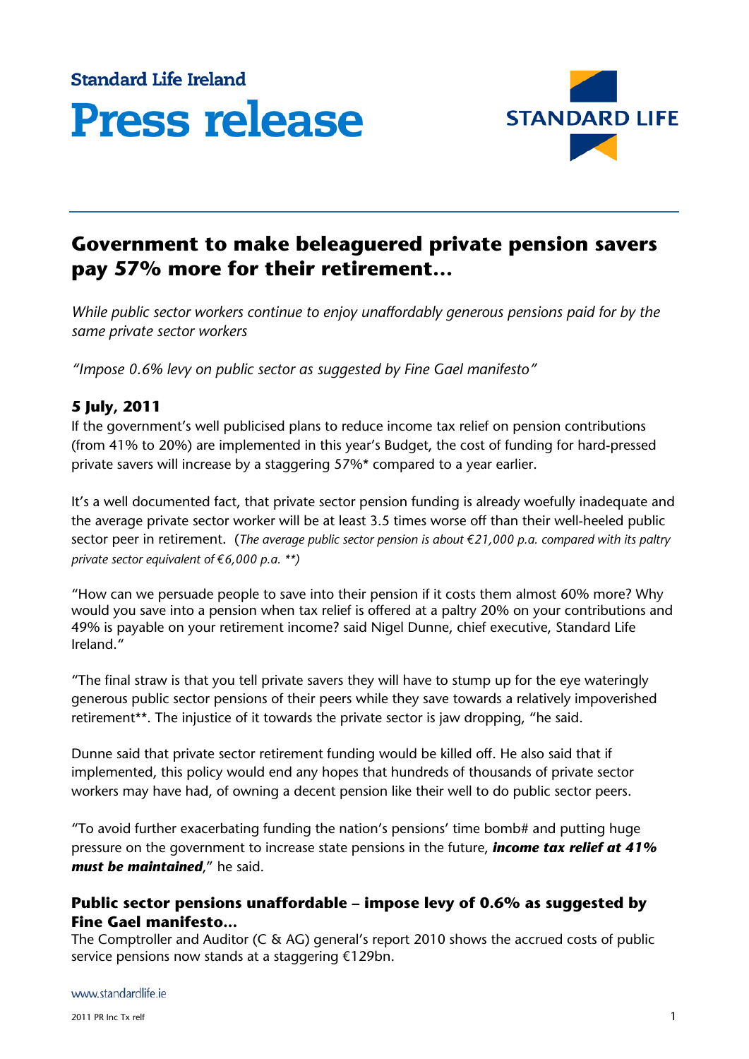Standard Life Ireland

# Press release

## Government to make beleaguered private pension savers pay 57% more for their retirement…

*While public sector workers continue to enjoy unaffordably generous pensions paid for by the same private sector workers*

*"Impose 0.6% levy on public sector as suggested by Fine Gael manifesto"*

### 5 July, 2011

If the government's well publicised plans to reduce income tax relief on pension contributions (from 41% to 20%) are implemented in this year's Budget, the cost of funding for hard-pressed private savers will increase by a staggering 57%* compared to a year earlier.

It's a well documented fact, that private sector pension funding is already woefully inadequate and the average private sector worker will be at least 3.5 times worse off than their well-heeled public sector peer in retirement. (*The average public sector pension is about €21,000 p.a. compared with its paltry private sector equivalent of €6,000 p.a. \*\**)

"How can we persuade people to save into their pension if it costs them almost 60% more? Why would you save into a pension when tax relief is offered at a paltry 20% on your contributions and 49% is payable on your retirement income? said Nigel Dunne, chief executive, Standard Life Ireland."

"The final straw is that you tell private savers they will have to stump up for the eye wateringly generous public sector pensions of their peers while they save towards a relatively impoverished retirement**. The injustice of it towards the private sector is jaw dropping, "he said.

Dunne said that private sector retirement funding would be killed off. He also said that if implemented, this policy would end any hopes that hundreds of thousands of private sector workers may have had, of owning a decent pension like their well to do public sector peers.

"To avoid further exacerbating funding the nation's pensions' time bomb# and putting huge pressure on the government to increase state pensions in the future, ***income tax relief at 41% must be maintained***," he said.

### Public sector pensions unaffordable – impose levy of 0.6% as suggested by Fine Gael manifesto…

The Comptroller and Auditor (C & AG) general's report 2010 shows the accrued costs of public service pensions now stands at a staggering €129bn.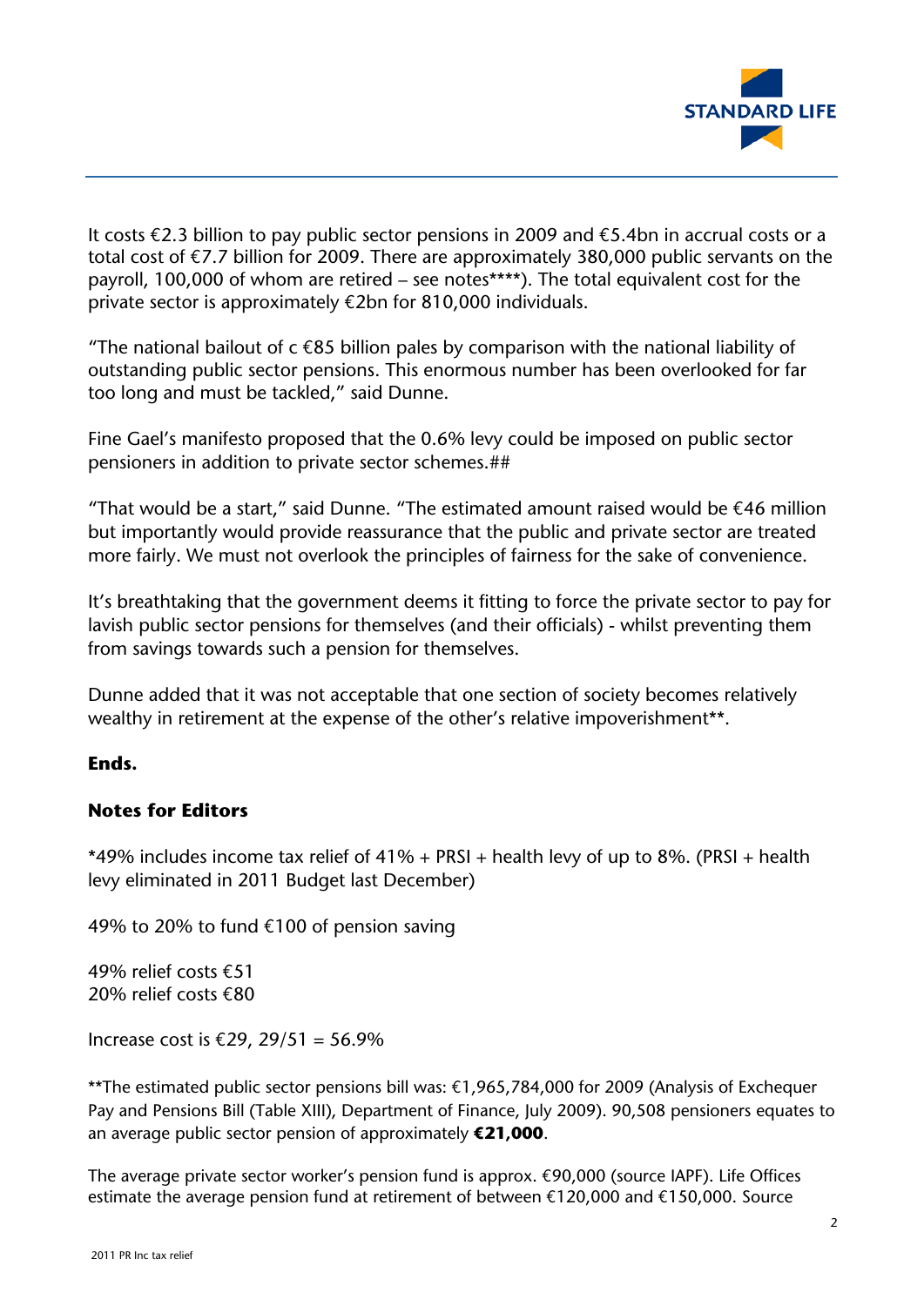It costs €2.3 billion to pay public sector pensions in 2009 and €5.4bn in accrual costs or a total cost of €7.7 billion for 2009. There are approximately 380,000 public servants on the payroll, 100,000 of whom are retired – see notes****). The total equivalent cost for the private sector is approximately €2bn for 810,000 individuals.

"The national bailout of c €85 billion pales by comparison with the national liability of outstanding public sector pensions. This enormous number has been overlooked for far too long and must be tackled," said Dunne.

Fine Gael's manifesto proposed that the 0.6% levy could be imposed on public sector pensioners in addition to private sector schemes.##

"That would be a start," said Dunne. "The estimated amount raised would be €46 million but importantly would provide reassurance that the public and private sector are treated more fairly. We must not overlook the principles of fairness for the sake of convenience.

It's breathtaking that the government deems it fitting to force the private sector to pay for lavish public sector pensions for themselves (and their officials) - whilst preventing them from savings towards such a pension for themselves.

Dunne added that it was not acceptable that one section of society becomes relatively wealthy in retirement at the expense of the other's relative impoverishment**.

**Ends.**

**Notes for Editors**

*49% includes income tax relief of 41% + PRSI + health levy of up to 8%. (PRSI + health levy eliminated in 2011 Budget last December)

49% to 20% to fund €100 of pension saving

49% relief costs €51
20% relief costs €80

Increase cost is €29, 29/51 = 56.9%

**The estimated public sector pensions bill was: €1,965,784,000 for 2009 (Analysis of Exchequer Pay and Pensions Bill (Table XIII), Department of Finance, July 2009). 90,508 pensioners equates to an average public sector pension of approximately **€21,000**.

The average private sector worker's pension fund is approx. €90,000 (source IAPF). Life Offices estimate the average pension fund at retirement of between €120,000 and €150,000. Source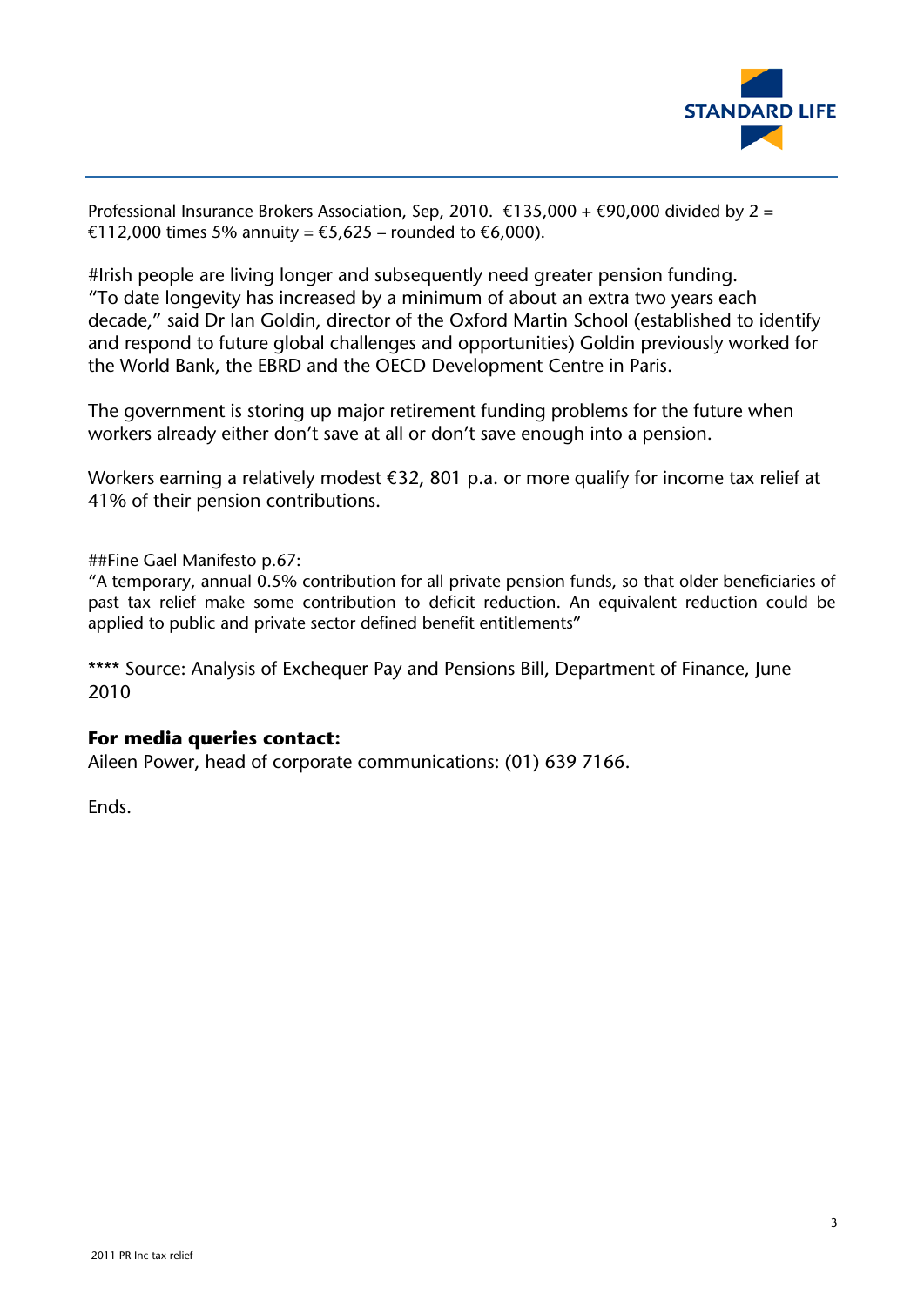Professional Insurance Brokers Association, Sep, 2010. €135,000 + €90,000 divided by 2 = €112,000 times 5% annuity = €5,625 – rounded to €6,000).

#Irish people are living longer and subsequently need greater pension funding. "To date longevity has increased by a minimum of about an extra two years each decade," said Dr Ian Goldin, director of the Oxford Martin School (established to identify and respond to future global challenges and opportunities) Goldin previously worked for the World Bank, the EBRD and the OECD Development Centre in Paris.

The government is storing up major retirement funding problems for the future when workers already either don't save at all or don't save enough into a pension.

Workers earning a relatively modest €32, 801 p.a. or more qualify for income tax relief at 41% of their pension contributions.

##Fine Gael Manifesto p.67:
"A temporary, annual 0.5% contribution for all private pension funds, so that older beneficiaries of past tax relief make some contribution to deficit reduction. An equivalent reduction could be applied to public and private sector defined benefit entitlements"

**** Source: Analysis of Exchequer Pay and Pensions Bill, Department of Finance, June 2010

**For media queries contact:**
Aileen Power, head of corporate communications: (01) 639 7166.

Ends.